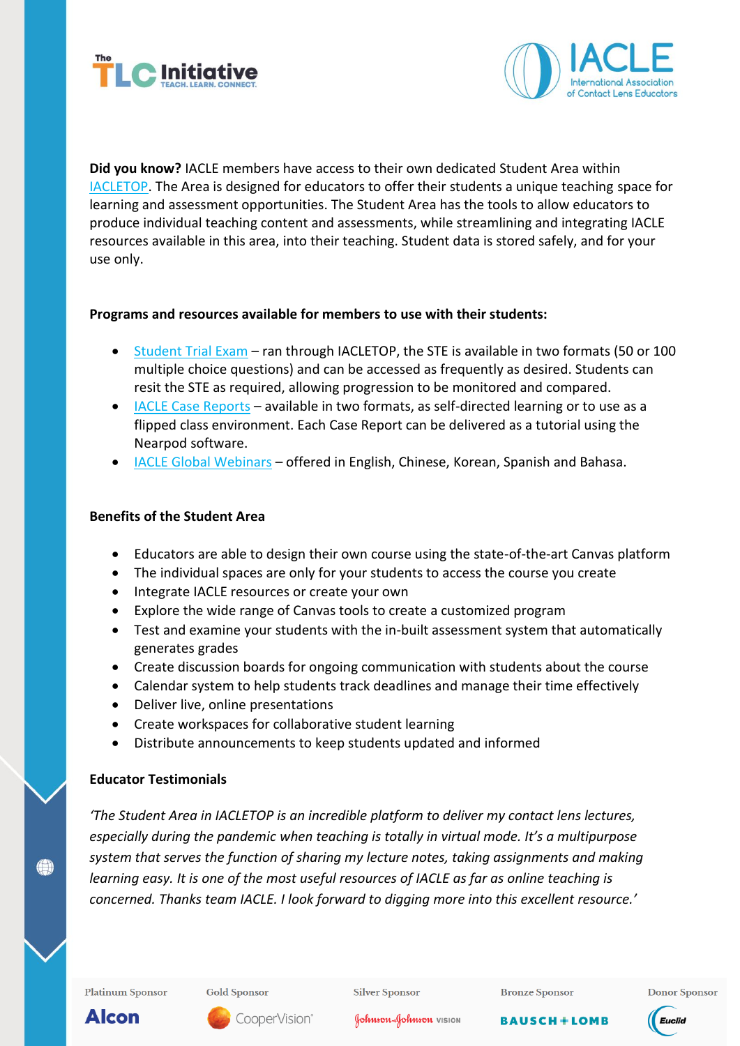**Did you know?** IACLE members have access to their own dedicated Student Area within IACLETOP. The Area is designed for educators to offer their students a unique teaching space for learning and assessment opportunities. The Student Area has the tools to allow educators to produce individual teaching content and assessments, while streamlining and integrating IACLE resources available in this area, into their teaching. Student data is stored safely, and for your use only.

**Programs and resources available for members to use with their students:**

- Student Trial Exam – ran through IACLETOP, the STE is available in two formats (50 or 100 multiple choice questions) and can be accessed as frequently as desired. Students can resit the STE as required, allowing progression to be monitored and compared.
- IACLE Case Reports – available in two formats, as self-directed learning or to use as a flipped class environment. Each Case Report can be delivered as a tutorial using the Nearpod software.
- IACLE Global Webinars – offered in English, Chinese, Korean, Spanish and Bahasa.

**Benefits of the Student Area**

- Educators are able to design their own course using the state-of-the-art Canvas platform
- The individual spaces are only for your students to access the course you create
- Integrate IACLE resources or create your own
- Explore the wide range of Canvas tools to create a customized program
- Test and examine your students with the in-built assessment system that automatically generates grades
- Create discussion boards for ongoing communication with students about the course
- Calendar system to help students track deadlines and manage their time effectively
- Deliver live, online presentations
- Create workspaces for collaborative student learning
- Distribute announcements to keep students updated and informed

**Educator Testimonials**

*'The Student Area in IACLETOP is an incredible platform to deliver my contact lens lectures, especially during the pandemic when teaching is totally in virtual mode. It's a multipurpose system that serves the function of sharing my lecture notes, taking assignments and making learning easy. It is one of the most useful resources of IACLE as far as online teaching is concerned. Thanks team IACLE. I look forward to digging more into this excellent resource.'*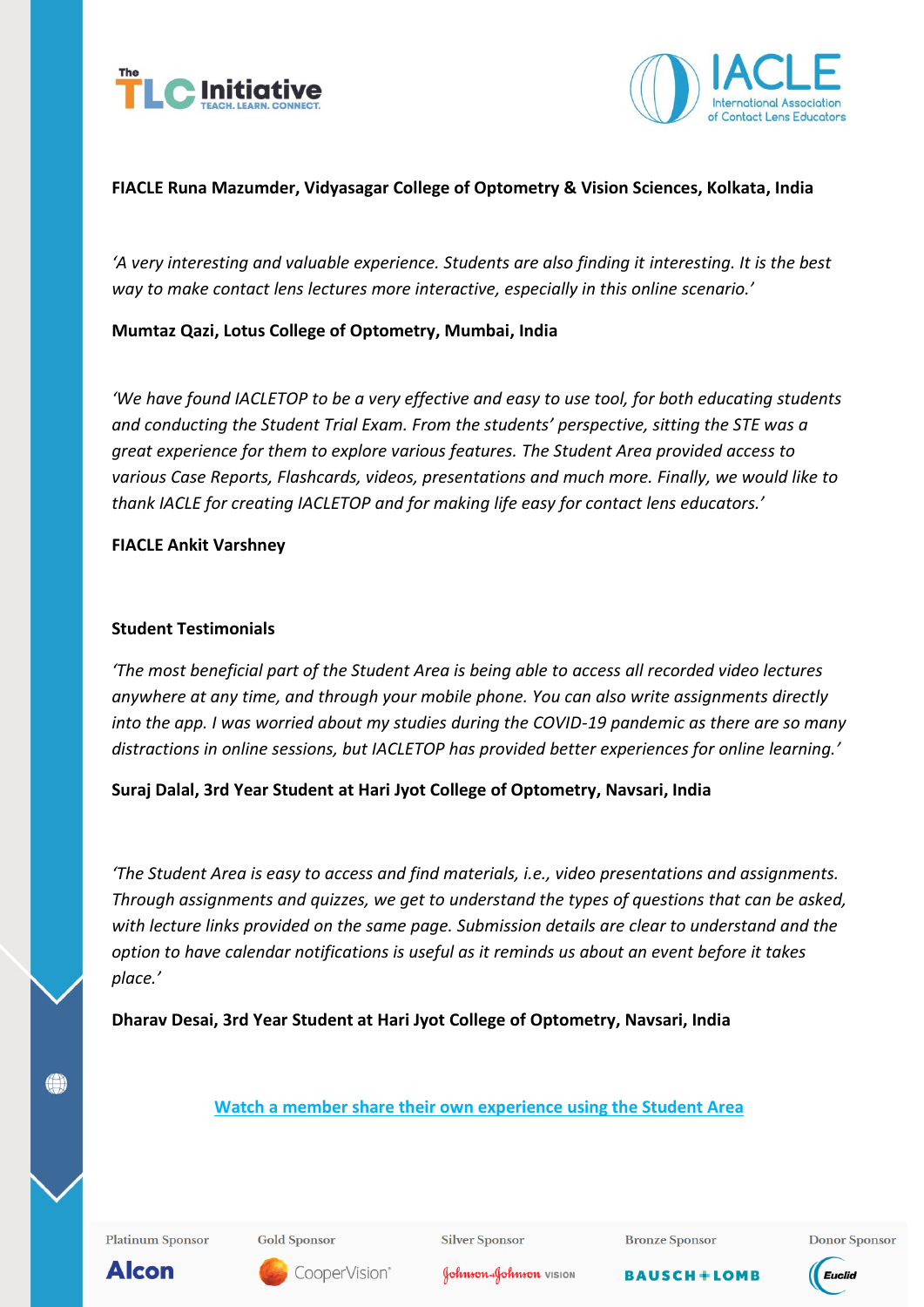**FIACLE Runa Mazumder, Vidyasagar College of Optometry & Vision Sciences, Kolkata, India**

*'A very interesting and valuable experience. Students are also finding it interesting. It is the best way to make contact lens lectures more interactive, especially in this online scenario.'*

**Mumtaz Qazi, Lotus College of Optometry, Mumbai, India**

*'We have found IACLETOP to be a very effective and easy to use tool, for both educating students and conducting the Student Trial Exam. From the students' perspective, sitting the STE was a great experience for them to explore various features. The Student Area provided access to various Case Reports, Flashcards, videos, presentations and much more. Finally, we would like to thank IACLE for creating IACLETOP and for making life easy for contact lens educators.'*

**FIACLE Ankit Varshney**

**Student Testimonials**

*'The most beneficial part of the Student Area is being able to access all recorded video lectures anywhere at any time, and through your mobile phone. You can also write assignments directly into the app. I was worried about my studies during the COVID-19 pandemic as there are so many distractions in online sessions, but IACLETOP has provided better experiences for online learning.'*

**Suraj Dalal, 3rd Year Student at Hari Jyot College of Optometry, Navsari, India**

*'The Student Area is easy to access and find materials, i.e., video presentations and assignments. Through assignments and quizzes, we get to understand the types of questions that can be asked, with lecture links provided on the same page. Submission details are clear to understand and the option to have calendar notifications is useful as it reminds us about an event before it takes place.'*

**Dharav Desai, 3rd Year Student at Hari Jyot College of Optometry, Navsari, India**

Watch a member share their own experience using the Student Area

Platinum Sponsor: Alcon | Gold Sponsor: CooperVision | Silver Sponsor: Johnson & Johnson Vision | Bronze Sponsor: Bausch + Lomb | Donor Sponsor: Euclid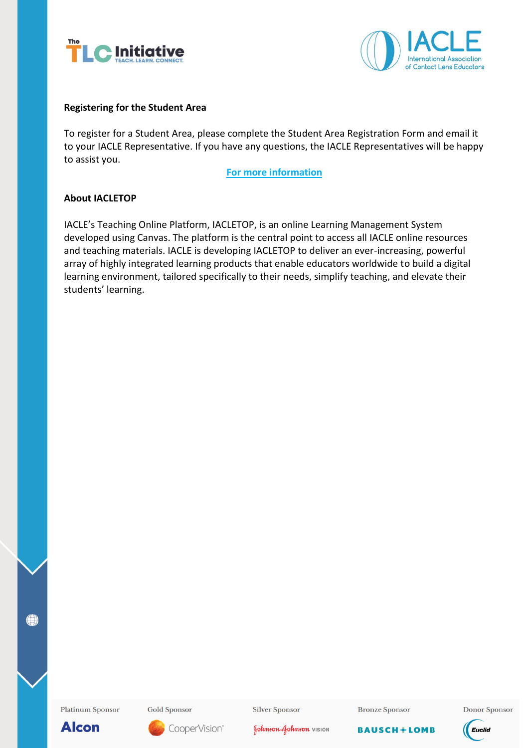## Registering for the Student Area

To register for a Student Area, please complete the Student Area Registration Form and email it to your IACLE Representative. If you have any questions, the IACLE Representatives will be happy to assist you.

**For more information**

## About IACLETOP

IACLE's Teaching Online Platform, IACLETOP, is an online Learning Management System developed using Canvas. The platform is the central point to access all IACLE online resources and teaching materials. IACLE is developing IACLETOP to deliver an ever-increasing, powerful array of highly integrated learning products that enable educators worldwide to build a digital learning environment, tailored specifically to their needs, simplify teaching, and elevate their students' learning.

Platinum Sponsor — Alcon | Gold Sponsor — CooperVision | Silver Sponsor — Johnson & Johnson Vision | Bronze Sponsor — Bausch + Lomb | Donor Sponsor — Euclid